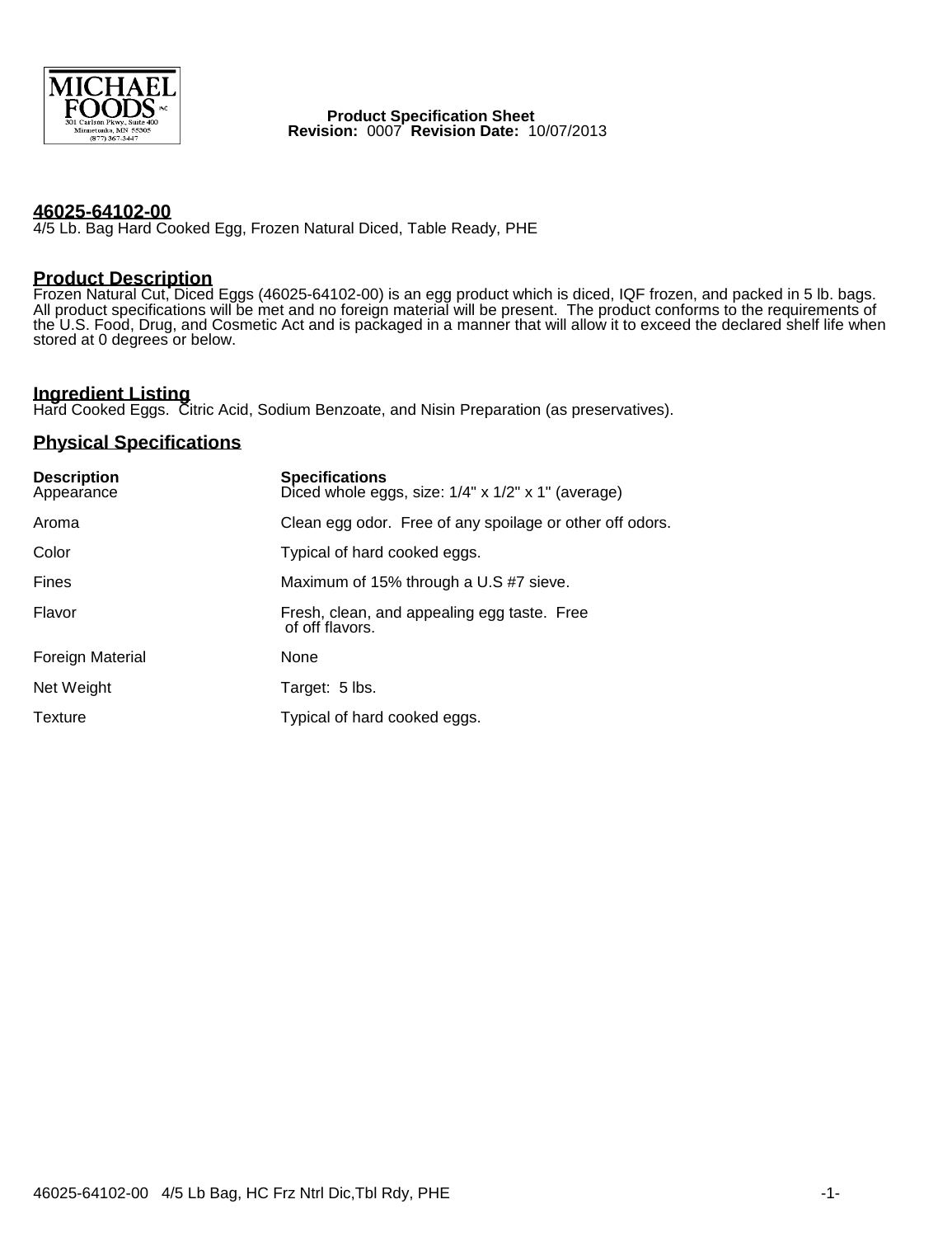MICHAEL FOODS INC
301 Carlson Pkwy., Suite 400
Minnetonka, MN 55305
(877) 367-3447

**Product Specification Sheet**
**Revision:** 0007 **Revision Date:** 10/07/2013

## 46025-64102-00

4/5 Lb. Bag Hard Cooked Egg, Frozen Natural Diced, Table Ready, PHE

## Product Description

Frozen Natural Cut, Diced Eggs (46025-64102-00) is an egg product which is diced, IQF frozen, and packed in 5 lb. bags. All product specifications will be met and no foreign material will be present. The product conforms to the requirements of the U.S. Food, Drug, and Cosmetic Act and is packaged in a manner that will allow it to exceed the declared shelf life when stored at 0 degrees or below.

## Ingredient Listing

Hard Cooked Eggs. Citric Acid, Sodium Benzoate, and Nisin Preparation (as preservatives).

## Physical Specifications

| Description | Specifications |
| --- | --- |
| Appearance | Diced whole eggs, size: 1/4" x 1/2" x 1" (average) |
| Aroma | Clean egg odor. Free of any spoilage or other off odors. |
| Color | Typical of hard cooked eggs. |
| Fines | Maximum of 15% through a U.S #7 sieve. |
| Flavor | Fresh, clean, and appealing egg taste. Free of off flavors. |
| Foreign Material | None |
| Net Weight | Target: 5 lbs. |
| Texture | Typical of hard cooked eggs. |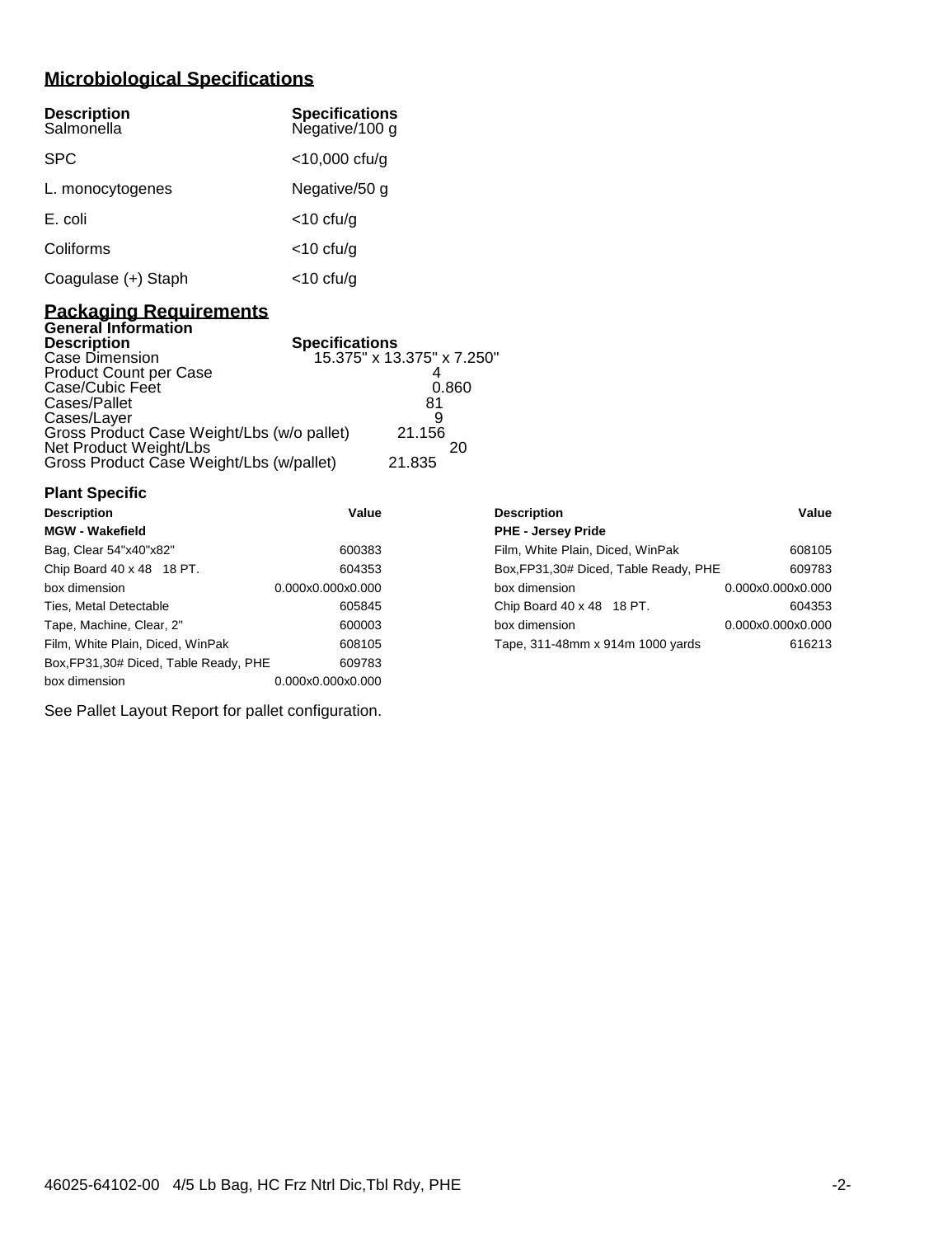## Microbiological Specifications

| Description | Specifications |
| --- | --- |
| Salmonella | Negative/100 g |
| SPC | <10,000 cfu/g |
| L. monocytogenes | Negative/50 g |
| E. coli | <10 cfu/g |
| Coliforms | <10 cfu/g |
| Coagulase (+) Staph | <10 cfu/g |

## Packaging Requirements

### General Information

| Description | Specifications |
| --- | --- |
| Case Dimension | 15.375" x 13.375" x 7.250" |
| Product Count per Case | 4 |
| Case/Cubic Feet | 0.860 |
| Cases/Pallet | 81 |
| Cases/Layer | 9 |
| Gross Product Case Weight/Lbs (w/o pallet) | 21.156 |
| Net Product Weight/Lbs | 20 |
| Gross Product Case Weight/Lbs (w/pallet) | 21.835 |

### Plant Specific

| Description | Value |
| --- | --- |
| **MGW - Wakefield** | |
| Bag, Clear 54"x40"x82" | 600383 |
| Chip Board 40 x 48 18 PT. | 604353 |
| box dimension | 0.000x0.000x0.000 |
| Ties, Metal Detectable | 605845 |
| Tape, Machine, Clear, 2" | 600003 |
| Film, White Plain, Diced, WinPak | 608105 |
| Box,FP31,30# Diced, Table Ready, PHE | 609783 |
| box dimension | 0.000x0.000x0.000 |

| Description | Value |
| --- | --- |
| **PHE - Jersey Pride** | |
| Film, White Plain, Diced, WinPak | 608105 |
| Box,FP31,30# Diced, Table Ready, PHE | 609783 |
| box dimension | 0.000x0.000x0.000 |
| Chip Board 40 x 48 18 PT. | 604353 |
| box dimension | 0.000x0.000x0.000 |
| Tape, 311-48mm x 914m 1000 yards | 616213 |

See Pallet Layout Report for pallet configuration.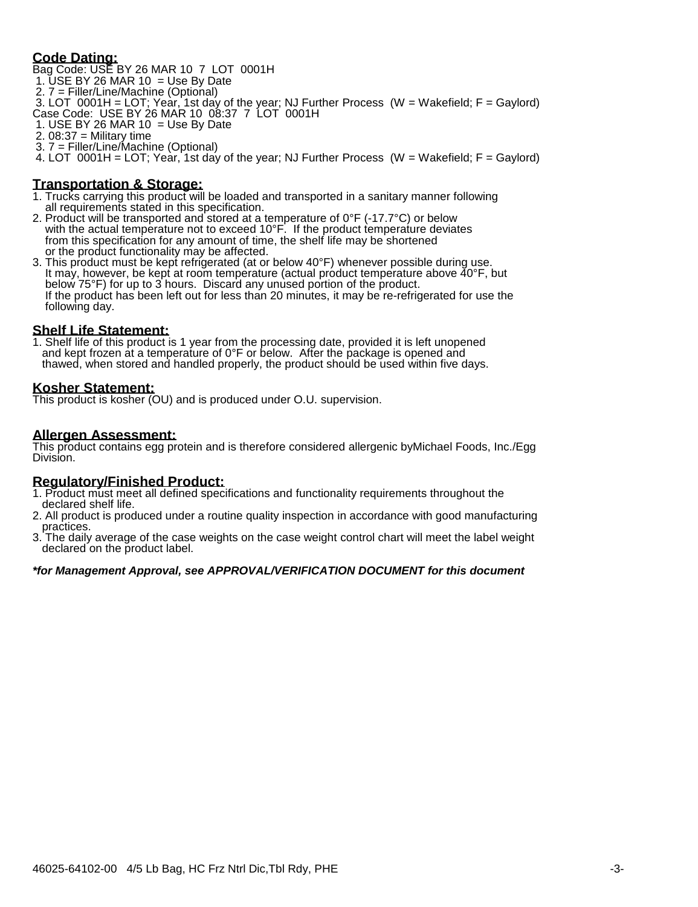## Code Dating:

Bag Code: USE BY 26 MAR 10 7 LOT 0001H

1. USE BY 26 MAR 10 = Use By Date
2. 7 = Filler/Line/Machine (Optional)
3. LOT 0001H = LOT; Year, 1st day of the year; NJ Further Process (W = Wakefield; F = Gaylord)

Case Code: USE BY 26 MAR 10 08:37 7 LOT 0001H

1. USE BY 26 MAR 10 = Use By Date
2. 08:37 = Military time
3. 7 = Filler/Line/Machine (Optional)
4. LOT 0001H = LOT; Year, 1st day of the year; NJ Further Process (W = Wakefield; F = Gaylord)

## Transportation & Storage:

1. Trucks carrying this product will be loaded and transported in a sanitary manner following all requirements stated in this specification.
2. Product will be transported and stored at a temperature of 0°F (-17.7°C) or below with the actual temperature not to exceed 10°F. If the product temperature deviates from this specification for any amount of time, the shelf life may be shortened or the product functionality may be affected.
3. This product must be kept refrigerated (at or below 40°F) whenever possible during use. It may, however, be kept at room temperature (actual product temperature above 40°F, but below 75°F) for up to 3 hours. Discard any unused portion of the product. If the product has been left out for less than 20 minutes, it may be re-refrigerated for use the following day.

## Shelf Life Statement:

1. Shelf life of this product is 1 year from the processing date, provided it is left unopened and kept frozen at a temperature of 0°F or below. After the package is opened and thawed, when stored and handled properly, the product should be used within five days.

## Kosher Statement:

This product is kosher (OU) and is produced under O.U. supervision.

## Allergen Assessment:

This product contains egg protein and is therefore considered allergenic byMichael Foods, Inc./Egg Division.

## Regulatory/Finished Product:

1. Product must meet all defined specifications and functionality requirements throughout the declared shelf life.
2. All product is produced under a routine quality inspection in accordance with good manufacturing practices.
3. The daily average of the case weights on the case weight control chart will meet the label weight declared on the product label.

***for Management Approval, see APPROVAL/VERIFICATION DOCUMENT for this document***